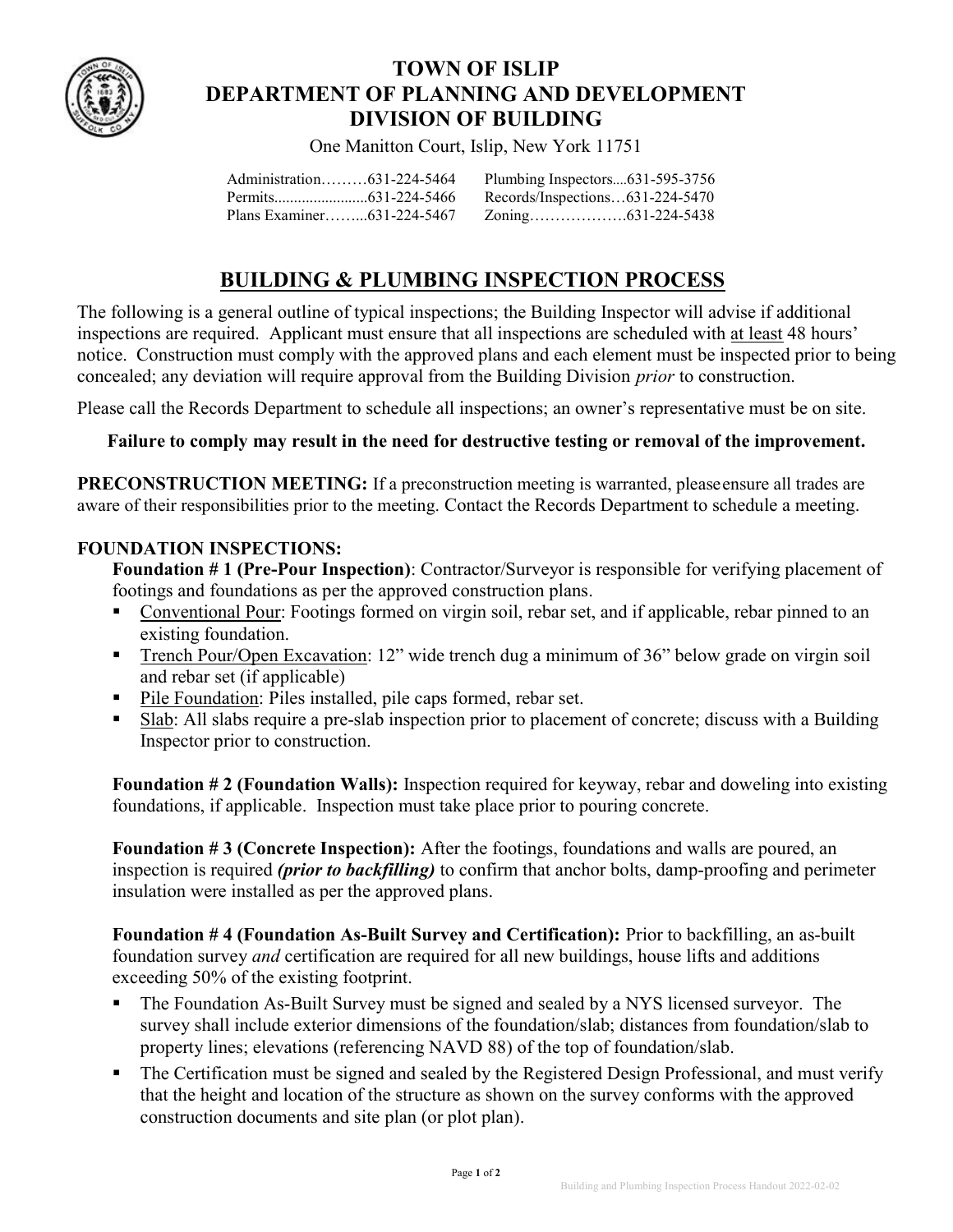# TOWN OF ISLIP
# DEPARTMENT OF PLANNING AND DEVELOPMENT
# DIVISION OF BUILDING

One Manitton Court, Islip, New York 11751

| | |
|---|---|
| Administration………631-224-5464 | Plumbing Inspectors....631-595-3756 |
| Permits........................631-224-5466 | Records/Inspections…631-224-5470 |
| Plans Examiner……...631-224-5467 | Zoning……………….631-224-5438 |

## BUILDING & PLUMBING INSPECTION PROCESS

The following is a general outline of typical inspections; the Building Inspector will advise if additional inspections are required. Applicant must ensure that all inspections are scheduled with <u>at least</u> 48 hours' notice. Construction must comply with the approved plans and each element must be inspected prior to being concealed; any deviation will require approval from the Building Division *prior* to construction.

Please call the Records Department to schedule all inspections; an owner's representative must be on site.

**Failure to comply may result in the need for destructive testing or removal of the improvement.**

**PRECONSTRUCTION MEETING:** If a preconstruction meeting is warranted, please ensure all trades are aware of their responsibilities prior to the meeting. Contact the Records Department to schedule a meeting.

**FOUNDATION INSPECTIONS:**

**Foundation # 1 (Pre-Pour Inspection)**: Contractor/Surveyor is responsible for verifying placement of footings and foundations as per the approved construction plans.

- <u>Conventional Pour</u>: Footings formed on virgin soil, rebar set, and if applicable, rebar pinned to an existing foundation.
- <u>Trench Pour/Open Excavation</u>: 12" wide trench dug a minimum of 36" below grade on virgin soil and rebar set (if applicable)
- <u>Pile Foundation</u>: Piles installed, pile caps formed, rebar set.
- <u>Slab</u>: All slabs require a pre-slab inspection prior to placement of concrete; discuss with a Building Inspector prior to construction.

**Foundation # 2 (Foundation Walls):** Inspection required for keyway, rebar and doweling into existing foundations, if applicable. Inspection must take place prior to pouring concrete.

**Foundation # 3 (Concrete Inspection):** After the footings, foundations and walls are poured, an inspection is required ***(prior to backfilling)*** to confirm that anchor bolts, damp-proofing and perimeter insulation were installed as per the approved plans.

**Foundation # 4 (Foundation As-Built Survey and Certification):** Prior to backfilling, an as-built foundation survey *and* certification are required for all new buildings, house lifts and additions exceeding 50% of the existing footprint.

- The Foundation As-Built Survey must be signed and sealed by a NYS licensed surveyor. The survey shall include exterior dimensions of the foundation/slab; distances from foundation/slab to property lines; elevations (referencing NAVD 88) of the top of foundation/slab.
- The Certification must be signed and sealed by the Registered Design Professional, and must verify that the height and location of the structure as shown on the survey conforms with the approved construction documents and site plan (or plot plan).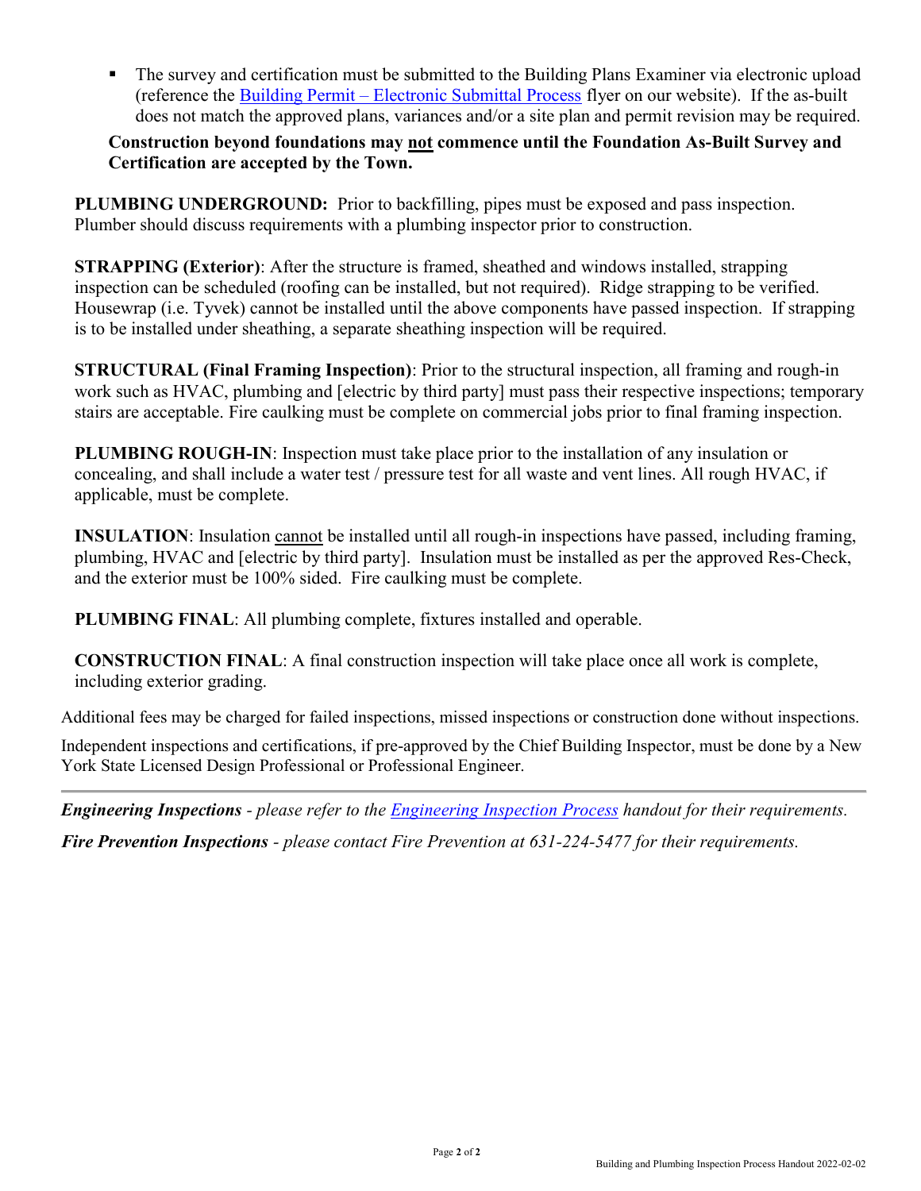- The survey and certification must be submitted to the Building Plans Examiner via electronic upload (reference the Building Permit – Electronic Submittal Process flyer on our website). If the as-built does not match the approved plans, variances and/or a site plan and permit revision may be required.

**Construction beyond foundations may not commence until the Foundation As-Built Survey and Certification are accepted by the Town.**

**PLUMBING UNDERGROUND:** Prior to backfilling, pipes must be exposed and pass inspection. Plumber should discuss requirements with a plumbing inspector prior to construction.

**STRAPPING (Exterior)**: After the structure is framed, sheathed and windows installed, strapping inspection can be scheduled (roofing can be installed, but not required). Ridge strapping to be verified. Housewrap (i.e. Tyvek) cannot be installed until the above components have passed inspection. If strapping is to be installed under sheathing, a separate sheathing inspection will be required.

**STRUCTURAL (Final Framing Inspection)**: Prior to the structural inspection, all framing and rough-in work such as HVAC, plumbing and [electric by third party] must pass their respective inspections; temporary stairs are acceptable. Fire caulking must be complete on commercial jobs prior to final framing inspection.

**PLUMBING ROUGH-IN**: Inspection must take place prior to the installation of any insulation or concealing, and shall include a water test / pressure test for all waste and vent lines. All rough HVAC, if applicable, must be complete.

**INSULATION**: Insulation cannot be installed until all rough-in inspections have passed, including framing, plumbing, HVAC and [electric by third party]. Insulation must be installed as per the approved Res-Check, and the exterior must be 100% sided. Fire caulking must be complete.

**PLUMBING FINAL**: All plumbing complete, fixtures installed and operable.

**CONSTRUCTION FINAL**: A final construction inspection will take place once all work is complete, including exterior grading.

Additional fees may be charged for failed inspections, missed inspections or construction done without inspections.

Independent inspections and certifications, if pre-approved by the Chief Building Inspector, must be done by a New York State Licensed Design Professional or Professional Engineer.

---

***Engineering Inspections*** *- please refer to the Engineering Inspection Process handout for their requirements.*

***Fire Prevention Inspections*** *- please contact Fire Prevention at 631-224-5477 for their requirements.*

Building and Plumbing Inspection Process Handout 2022-02-02